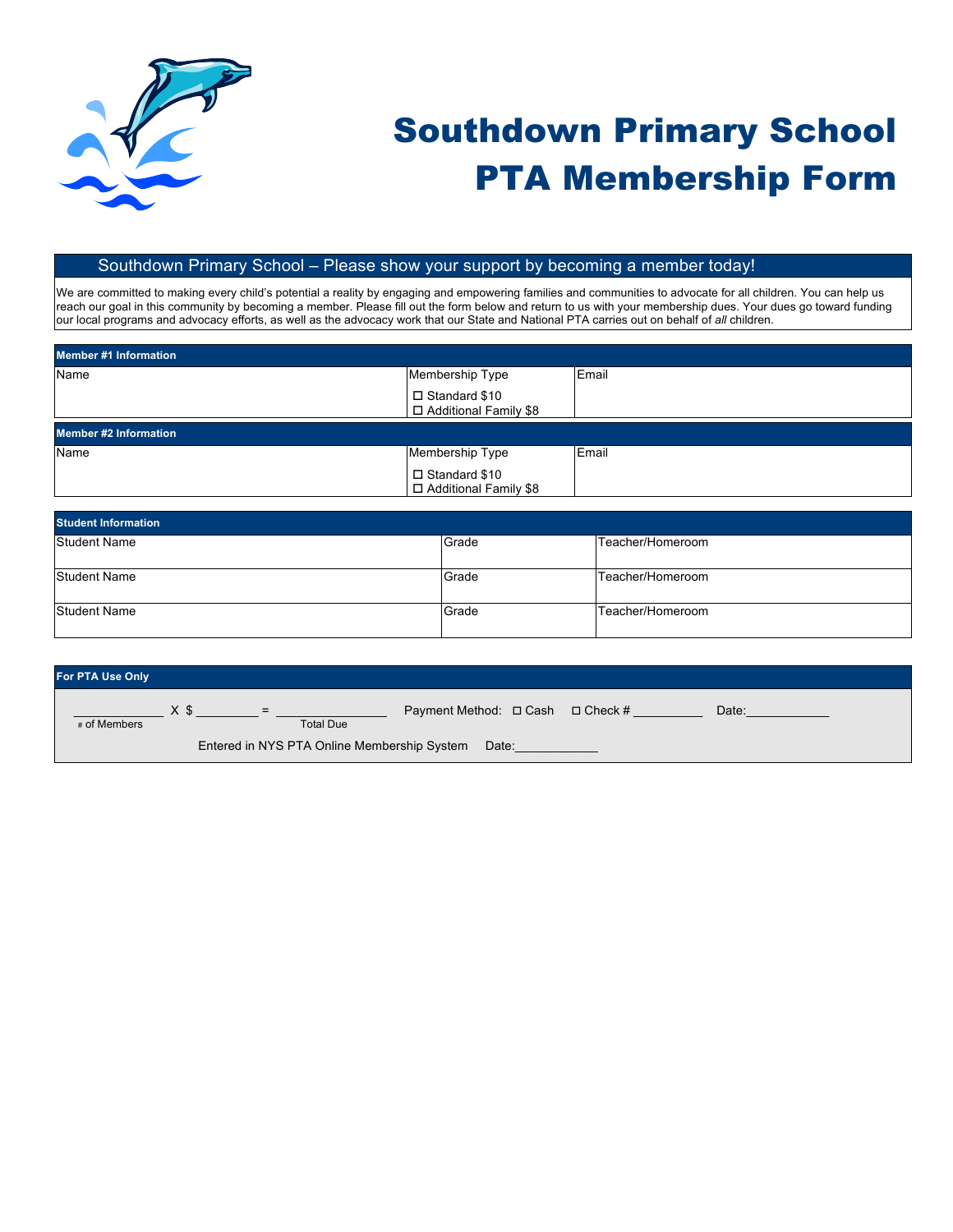# Southdown Primary School PTA Membership Form

## Southdown Primary School – Please show your support by becoming a member today!

We are committed to making every child's potential a reality by engaging and empowering families and communities to advocate for all children. You can help us reach our goal in this community by becoming a member. Please fill out the form below and return to us with your membership dues. Your dues go toward funding our local programs and advocacy efforts, as well as the advocacy work that our State and National PTA carries out on behalf of *all* children.

| Member #1 Information | | |
|---|---|---|
| Name | Membership Type<br>☐ Standard $10<br>☐ Additional Family $8 | Email |

| Member #2 Information | | |
|---|---|---|
| Name | Membership Type<br>☐ Standard $10<br>☐ Additional Family $8 | Email |

| Student Information | | |
|---|---|---|
| Student Name | Grade | Teacher/Homeroom |
| Student Name | Grade | Teacher/Homeroom |
| Student Name | Grade | Teacher/Homeroom |

**For PTA Use Only**

____________ X $ _________ = _______________ Payment Method: ☐ Cash ☐ Check # __________ Date:____________

\# of Members &nbsp;&nbsp;&nbsp;&nbsp;&nbsp;&nbsp;&nbsp;&nbsp;&nbsp;&nbsp;&nbsp;&nbsp;&nbsp;&nbsp; Total Due

Entered in NYS PTA Online Membership System Date:____________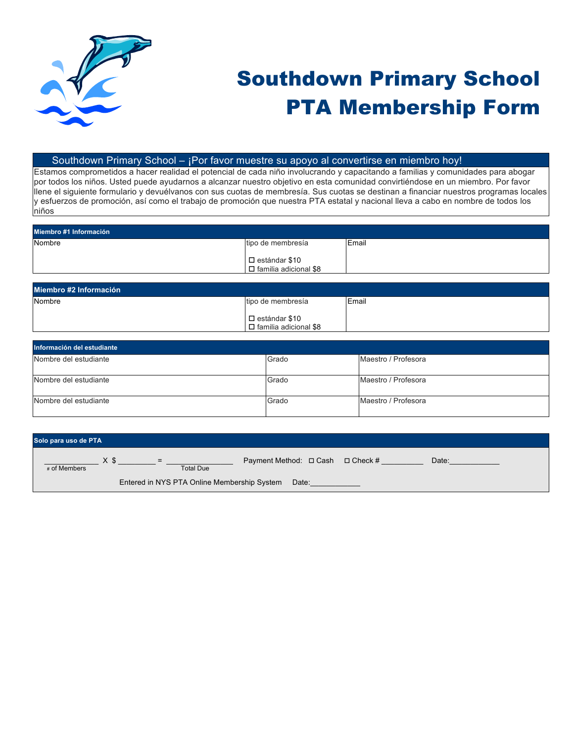# Southdown Primary School PTA Membership Form

## Southdown Primary School – ¡Por favor muestre su apoyo al convertirse en miembro hoy!

Estamos comprometidos a hacer realidad el potencial de cada niño involucrando y capacitando a familias y comunidades para abogar por todos los niños. Usted puede ayudarnos a alcanzar nuestro objetivo en esta comunidad convirtiéndose en un miembro. Por favor llene el siguiente formulario y devuélvanos con sus cuotas de membresía. Sus cuotas se destinan a financiar nuestros programas locales y esfuerzos de promoción, así como el trabajo de promoción que nuestra PTA estatal y nacional lleva a cabo en nombre de todos los niños

**Miembro #1 Información**

| Nombre | tipo de membresía | Email |
|---|---|---|
| | ☐ estándar $10<br>☐ familia adicional $8 | |

**Miembro #2 Información**

| Nombre | tipo de membresía | Email |
|---|---|---|
| | ☐ estándar $10<br>☐ familia adicional $8 | |

**Información del estudiante**

| | | |
|---|---|---|
| Nombre del estudiante | Grado | Maestro / Profesora |
| Nombre del estudiante | Grado | Maestro / Profesora |
| Nombre del estudiante | Grado | Maestro / Profesora |

**Solo para uso de PTA**

____________ X $ _________ = _______________ Payment Method: ☐ Cash ☐ Check # __________ Date:____________

\# of Members Total Due

Entered in NYS PTA Online Membership System Date:____________